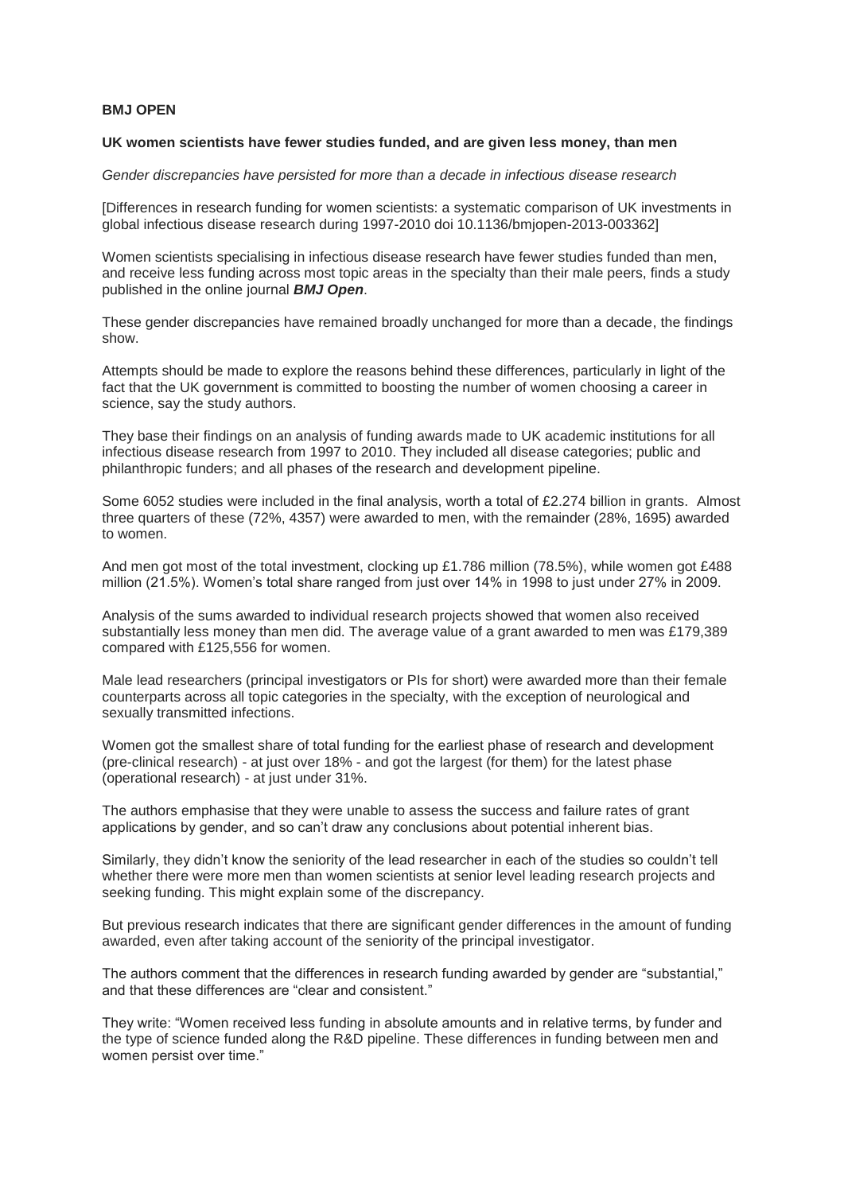**BMJ OPEN**

**UK women scientists have fewer studies funded, and are given less money, than men**

*Gender discrepancies have persisted for more than a decade in infectious disease research*

[Differences in research funding for women scientists: a systematic comparison of UK investments in global infectious disease research during 1997-2010 doi 10.1136/bmjopen-2013-003362]

Women scientists specialising in infectious disease research have fewer studies funded than men, and receive less funding across most topic areas in the specialty than their male peers, finds a study published in the online journal ***BMJ Open***.

These gender discrepancies have remained broadly unchanged for more than a decade, the findings show.

Attempts should be made to explore the reasons behind these differences, particularly in light of the fact that the UK government is committed to boosting the number of women choosing a career in science, say the study authors.

They base their findings on an analysis of funding awards made to UK academic institutions for all infectious disease research from 1997 to 2010. They included all disease categories; public and philanthropic funders; and all phases of the research and development pipeline.

Some 6052 studies were included in the final analysis, worth a total of £2.274 billion in grants. Almost three quarters of these (72%, 4357) were awarded to men, with the remainder (28%, 1695) awarded to women.

And men got most of the total investment, clocking up £1.786 million (78.5%), while women got £488 million (21.5%). Women's total share ranged from just over 14% in 1998 to just under 27% in 2009.

Analysis of the sums awarded to individual research projects showed that women also received substantially less money than men did. The average value of a grant awarded to men was £179,389 compared with £125,556 for women.

Male lead researchers (principal investigators or PIs for short) were awarded more than their female counterparts across all topic categories in the specialty, with the exception of neurological and sexually transmitted infections.

Women got the smallest share of total funding for the earliest phase of research and development (pre-clinical research) - at just over 18% - and got the largest (for them) for the latest phase (operational research) - at just under 31%.

The authors emphasise that they were unable to assess the success and failure rates of grant applications by gender, and so can't draw any conclusions about potential inherent bias.

Similarly, they didn't know the seniority of the lead researcher in each of the studies so couldn't tell whether there were more men than women scientists at senior level leading research projects and seeking funding. This might explain some of the discrepancy.

But previous research indicates that there are significant gender differences in the amount of funding awarded, even after taking account of the seniority of the principal investigator.

The authors comment that the differences in research funding awarded by gender are "substantial," and that these differences are "clear and consistent."

They write: "Women received less funding in absolute amounts and in relative terms, by funder and the type of science funded along the R&D pipeline. These differences in funding between men and women persist over time."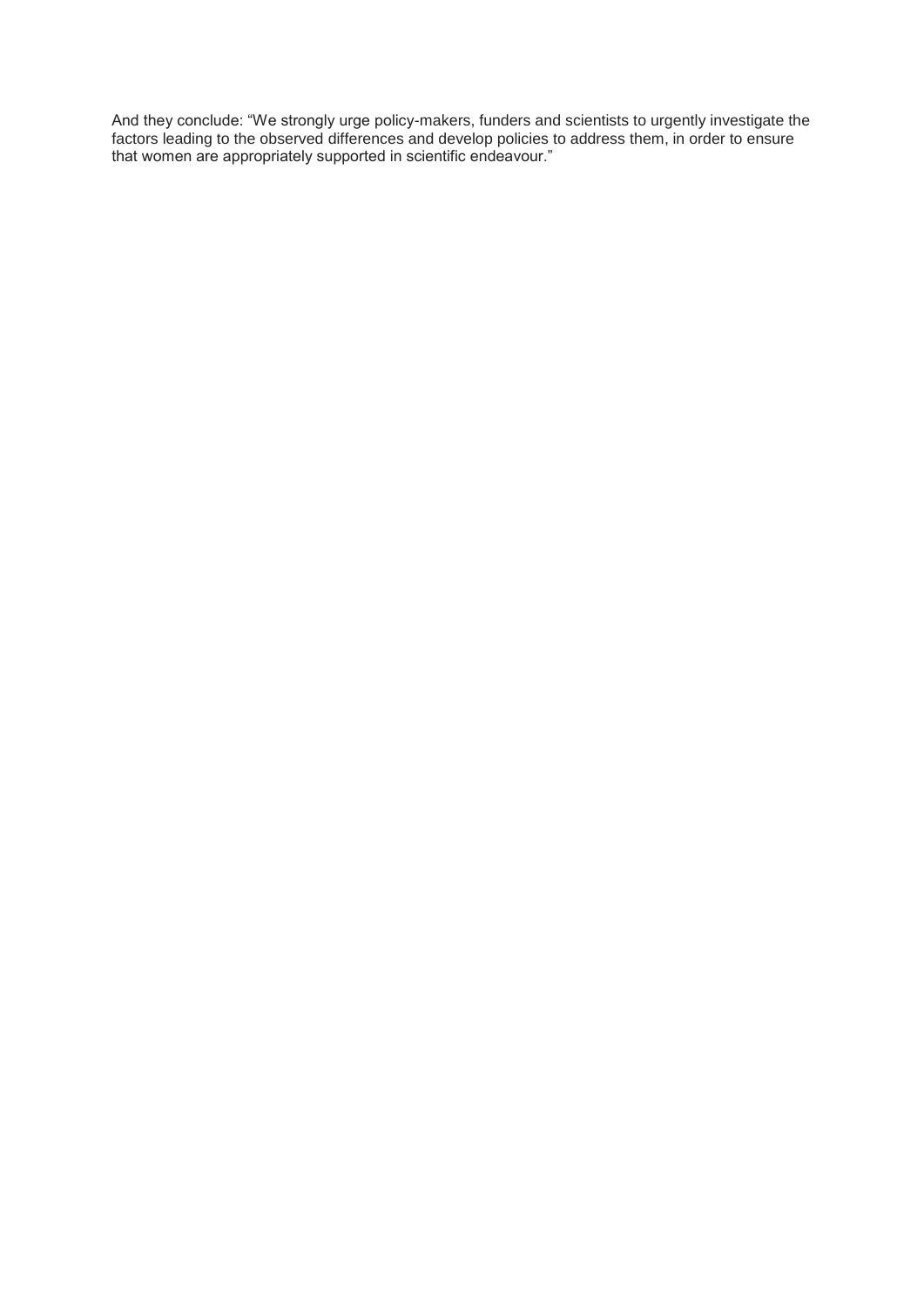And they conclude: “We strongly urge policy-makers, funders and scientists to urgently investigate the factors leading to the observed differences and develop policies to address them, in order to ensure that women are appropriately supported in scientific endeavour.”